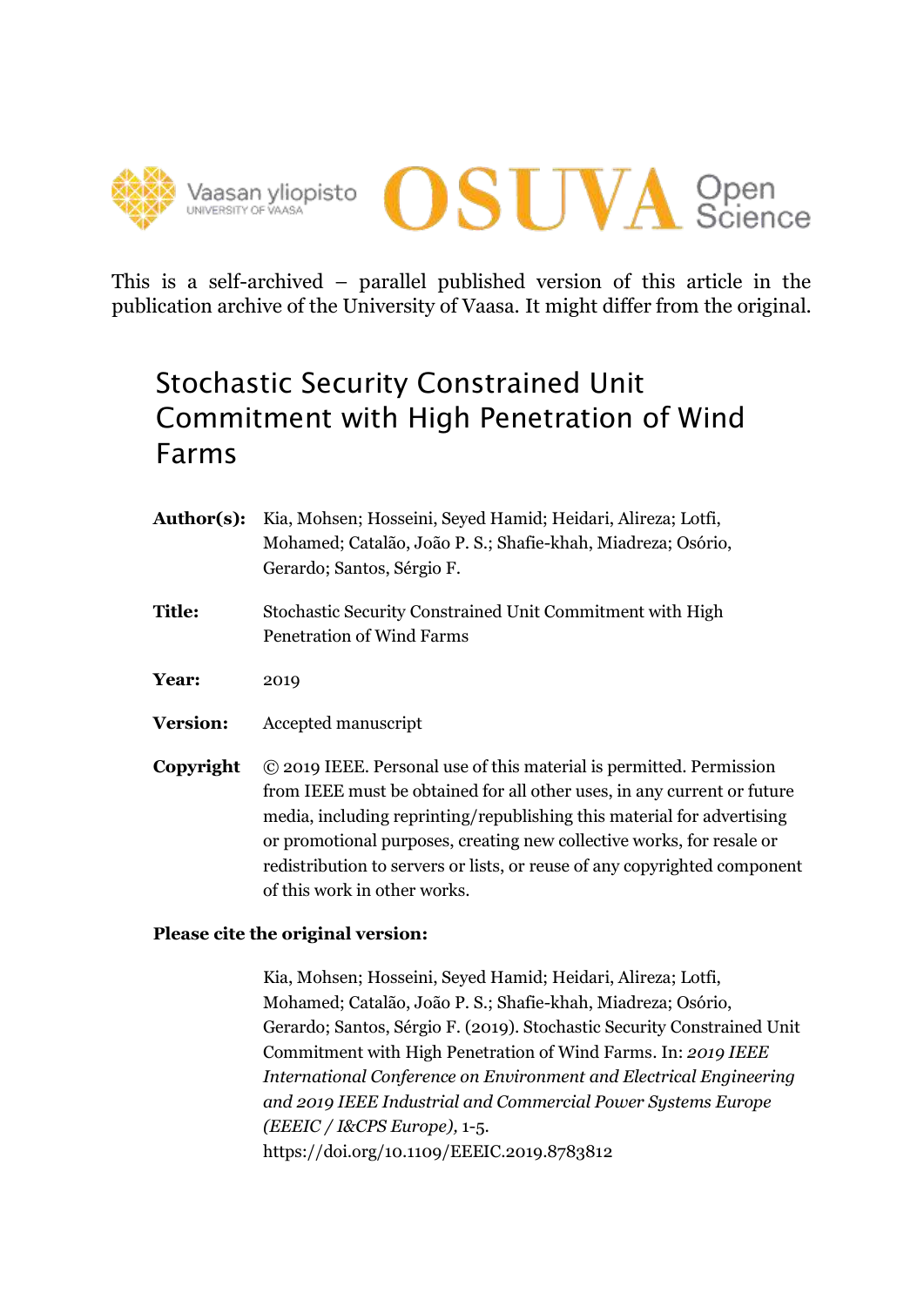This is a self-archived – parallel published version of this article in the publication archive of the University of Vaasa. It might differ from the original.

# Stochastic Security Constrained Unit Commitment with High Penetration of Wind Farms

**Author(s):** Kia, Mohsen; Hosseini, Seyed Hamid; Heidari, Alireza; Lotfi, Mohamed; Catalão, João P. S.; Shafie-khah, Miadreza; Osório, Gerardo; Santos, Sérgio F.

**Title:** Stochastic Security Constrained Unit Commitment with High Penetration of Wind Farms

**Year:** 2019

**Version:** Accepted manuscript

**Copyright** © 2019 IEEE. Personal use of this material is permitted. Permission from IEEE must be obtained for all other uses, in any current or future media, including reprinting/republishing this material for advertising or promotional purposes, creating new collective works, for resale or redistribution to servers or lists, or reuse of any copyrighted component of this work in other works.

**Please cite the original version:**

Kia, Mohsen; Hosseini, Seyed Hamid; Heidari, Alireza; Lotfi, Mohamed; Catalão, João P. S.; Shafie-khah, Miadreza; Osório, Gerardo; Santos, Sérgio F. (2019). Stochastic Security Constrained Unit Commitment with High Penetration of Wind Farms. In: *2019 IEEE International Conference on Environment and Electrical Engineering and 2019 IEEE Industrial and Commercial Power Systems Europe (EEEIC / I&CPS Europe),* 1-5. https://doi.org/10.1109/EEEIC.2019.8783812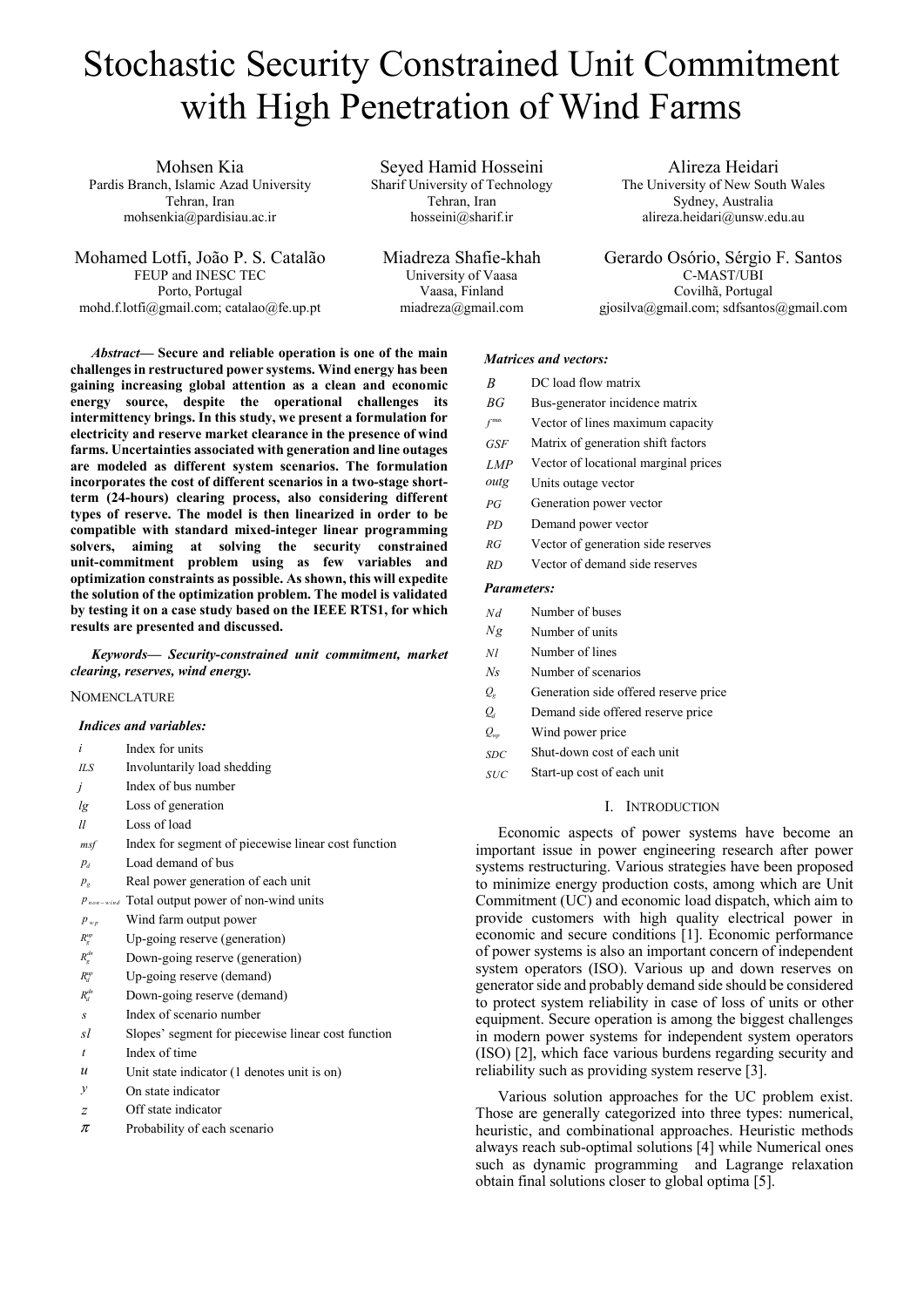# Stochastic Security Constrained Unit Commitment with High Penetration of Wind Farms

Mohsen Kia
Pardis Branch, Islamic Azad University
Tehran, Iran
mohsenkia@pardisiau.ac.ir

Seyed Hamid Hosseini
Sharif University of Technology
Tehran, Iran
hosseini@sharif.ir

Alireza Heidari
The University of New South Wales
Sydney, Australia
alireza.heidari@unsw.edu.au

Mohamed Lotfi, João P. S. Catalão
FEUP and INESC TEC
Porto, Portugal
mohd.f.lotfi@gmail.com; catalao@fe.up.pt

Miadreza Shafie-khah
University of Vaasa
Vaasa, Finland
miadreza@gmail.com

Gerardo Osório, Sérgio F. Santos
C-MAST/UBI
Covilhã, Portugal
gjosilva@gmail.com; sdfsantos@gmail.com

***Abstract*— Secure and reliable operation is one of the main challenges in restructured power systems. Wind energy has been gaining increasing global attention as a clean and economic energy source, despite the operational challenges its intermittency brings. In this study, we present a formulation for electricity and reserve market clearance in the presence of wind farms. Uncertainties associated with generation and line outages are modeled as different system scenarios. The formulation incorporates the cost of different scenarios in a two-stage short-term (24-hours) clearing process, also considering different types of reserve. The model is then linearized in order to be compatible with standard mixed-integer linear programming solvers, aiming at solving the security constrained unit-commitment problem using as few variables and optimization constraints as possible. As shown, this will expedite the solution of the optimization problem. The model is validated by testing it on a case study based on the IEEE RTS1, for which results are presented and discussed.**

***Keywords*— Security-constrained unit commitment, market clearing, reserves, wind energy.**

## NOMENCLATURE

### *Indices and variables:*

| | |
|---|---|
| $i$ | Index for units |
| $ILS$ | Involuntarily load shedding |
| $j$ | Index of bus number |
| $lg$ | Loss of generation |
| $ll$ | Loss of load |
| $msf$ | Index for segment of piecewise linear cost function |
| $p_d$ | Load demand of bus |
| $p_g$ | Real power generation of each unit |
| $p_{non-wind}$ | Total output power of non-wind units |
| $p_{wp}$ | Wind farm output power |
| $R_g^{up}$ | Up-going reserve (generation) |
| $R_g^{dn}$ | Down-going reserve (generation) |
| $R_d^{up}$ | Up-going reserve (demand) |
| $R_d^{dn}$ | Down-going reserve (demand) |
| $s$ | Index of scenario number |
| $sl$ | Slopes' segment for piecewise linear cost function |
| $t$ | Index of time |
| $u$ | Unit state indicator (1 denotes unit is on) |
| $y$ | On state indicator |
| $z$ | Off state indicator |
| $\pi$ | Probability of each scenario |

### *Matrices and vectors:*

| | |
|---|---|
| $B$ | DC load flow matrix |
| $BG$ | Bus-generator incidence matrix |
| $f^{max}$ | Vector of lines maximum capacity |
| $GSF$ | Matrix of generation shift factors |
| $LMP$ | Vector of locational marginal prices |
| $outg$ | Units outage vector |
| $PG$ | Generation power vector |
| $PD$ | Demand power vector |
| $RG$ | Vector of generation side reserves |
| $RD$ | Vector of demand side reserves |

### *Parameters:*

| | |
|---|---|
| $Nd$ | Number of buses |
| $Ng$ | Number of units |
| $Nl$ | Number of lines |
| $Ns$ | Number of scenarios |
| $Q_g$ | Generation side offered reserve price |
| $Q_d$ | Demand side offered reserve price |
| $Q_{wp}$ | Wind power price |
| $SDC$ | Shut-down cost of each unit |
| $SUC$ | Start-up cost of each unit |

## I. INTRODUCTION

Economic aspects of power systems have become an important issue in power engineering research after power systems restructuring. Various strategies have been proposed to minimize energy production costs, among which are Unit Commitment (UC) and economic load dispatch, which aim to provide customers with high quality electrical power in economic and secure conditions [1]. Economic performance of power systems is also an important concern of independent system operators (ISO). Various up and down reserves on generator side and probably demand side should be considered to protect system reliability in case of loss of units or other equipment. Secure operation is among the biggest challenges in modern power systems for independent system operators (ISO) [2], which face various burdens regarding security and reliability such as providing system reserve [3].

Various solution approaches for the UC problem exist. Those are generally categorized into three types: numerical, heuristic, and combinational approaches. Heuristic methods always reach sub-optimal solutions [4] while Numerical ones such as dynamic programming and Lagrange relaxation obtain final solutions closer to global optima [5].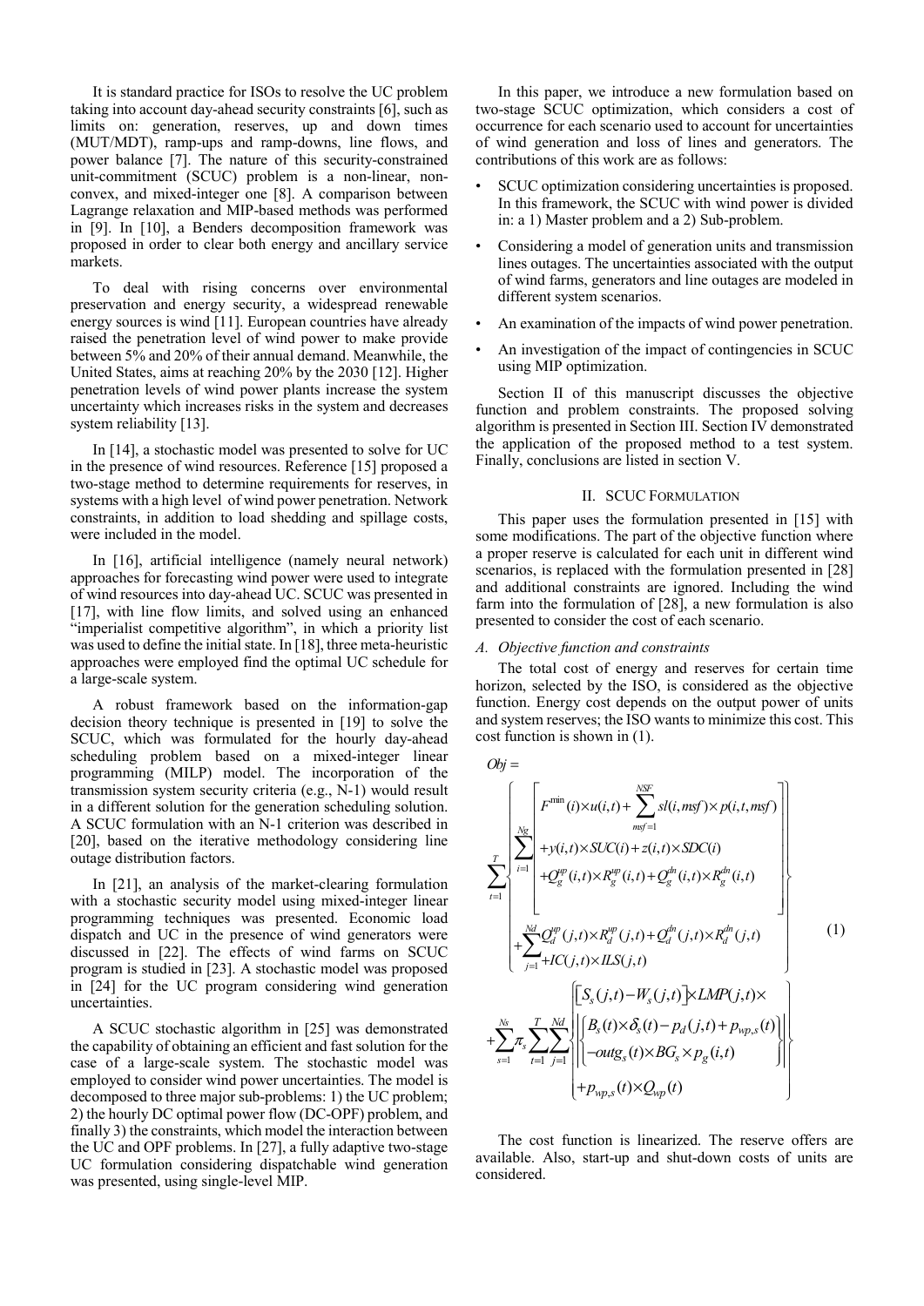It is standard practice for ISOs to resolve the UC problem taking into account day-ahead security constraints [6], such as limits on: generation, reserves, up and down times (MUT/MDT), ramp-ups and ramp-downs, line flows, and power balance [7]. The nature of this security-constrained unit-commitment (SCUC) problem is a non-linear, non-convex, and mixed-integer one [8]. A comparison between Lagrange relaxation and MIP-based methods was performed in [9]. In [10], a Benders decomposition framework was proposed in order to clear both energy and ancillary service markets.

To deal with rising concerns over environmental preservation and energy security, a widespread renewable energy sources is wind [11]. European countries have already raised the penetration level of wind power to make provide between 5% and 20% of their annual demand. Meanwhile, the United States, aims at reaching 20% by the 2030 [12]. Higher penetration levels of wind power plants increase the system uncertainty which increases risks in the system and decreases system reliability [13].

In [14], a stochastic model was presented to solve for UC in the presence of wind resources. Reference [15] proposed a two-stage method to determine requirements for reserves, in systems with a high level of wind power penetration. Network constraints, in addition to load shedding and spillage costs, were included in the model.

In [16], artificial intelligence (namely neural network) approaches for forecasting wind power were used to integrate of wind resources into day-ahead UC. SCUC was presented in [17], with line flow limits, and solved using an enhanced "imperialist competitive algorithm", in which a priority list was used to define the initial state. In [18], three meta-heuristic approaches were employed find the optimal UC schedule for a large-scale system.

A robust framework based on the information-gap decision theory technique is presented in [19] to solve the SCUC, which was formulated for the hourly day-ahead scheduling problem based on a mixed-integer linear programming (MILP) model. The incorporation of the transmission system security criteria (e.g., N-1) would result in a different solution for the generation scheduling solution. A SCUC formulation with an N-1 criterion was described in [20], based on the iterative methodology considering line outage distribution factors.

In [21], an analysis of the market-clearing formulation with a stochastic security model using mixed-integer linear programming techniques was presented. Economic load dispatch and UC in the presence of wind generators were discussed in [22]. The effects of wind farms on SCUC program is studied in [23]. A stochastic model was proposed in [24] for the UC program considering wind generation uncertainties.

A SCUC stochastic algorithm in [25] was demonstrated the capability of obtaining an efficient and fast solution for the case of a large-scale system. The stochastic model was employed to consider wind power uncertainties. The model is decomposed to three major sub-problems: 1) the UC problem; 2) the hourly DC optimal power flow (DC-OPF) problem, and finally 3) the constraints, which model the interaction between the UC and OPF problems. In [27], a fully adaptive two-stage UC formulation considering dispatchable wind generation was presented, using single-level MIP.

In this paper, we introduce a new formulation based on two-stage SCUC optimization, which considers a cost of occurrence for each scenario used to account for uncertainties of wind generation and loss of lines and generators. The contributions of this work are as follows:

- SCUC optimization considering uncertainties is proposed. In this framework, the SCUC with wind power is divided in: a 1) Master problem and a 2) Sub-problem.
- Considering a model of generation units and transmission lines outages. The uncertainties associated with the output of wind farms, generators and line outages are modeled in different system scenarios.
- An examination of the impacts of wind power penetration.
- An investigation of the impact of contingencies in SCUC using MIP optimization.

Section II of this manuscript discusses the objective function and problem constraints. The proposed solving algorithm is presented in Section III. Section IV demonstrated the application of the proposed method to a test system. Finally, conclusions are listed in section V.

## II. SCUC Formulation

This paper uses the formulation presented in [15] with some modifications. The part of the objective function where a proper reserve is calculated for each unit in different wind scenarios, is replaced with the formulation presented in [28] and additional constraints are ignored. Including the wind farm into the formulation of [28], a new formulation is also presented to consider the cost of each scenario.

### *A. Objective function and constraints*

The total cost of energy and reserves for certain time horizon, selected by the ISO, is considered as the objective function. Energy cost depends on the output power of units and system reserves; the ISO wants to minimize this cost. This cost function is shown in (1).

$$
\begin{aligned}
Obj = & \sum_{t=1}^{T} \left\{ \sum_{i=1}^{Ng} \left[ \begin{array}{l} F^{\min}(i)\times u(i,t) + \sum_{msf=1}^{NSF} sl(i,msf)\times p(i,t,msf) \\ + y(i,t)\times SUC(i) + z(i,t)\times SDC(i) \\ + Q_g^{up}(i,t)\times R_g^{up}(i,t) + Q_g^{dn}(i,t)\times R_g^{dn}(i,t) \end{array} \right] + \sum_{j=1}^{Nd} \begin{array}{l} Q_d^{up}(j,t)\times R_d^{up}(j,t) + Q_d^{dn}(j,t)\times R_d^{dn}(j,t) \\ + IC(j,t)\times ILS(j,t) \end{array} \right\} \\
& + \sum_{s=1}^{Ns} \pi_s \sum_{t=1}^{T} \sum_{j=1}^{Nd} \left\{ \begin{array}{l} \left[ S_s(j,t) - W_s(j,t) \right] \times LMP(j,t) \times \\ \left\{ \begin{array}{l} B_s(t)\times \delta_s(t) - p_d(j,t) + p_{wp,s}(t) \\ - outg_s(t)\times BG_s \times p_g(i,t) \end{array} \right\} \\ + p_{wp,s}(t)\times Q_{wp}(t) \end{array} \right\}
\end{aligned}
\qquad (1)
$$

The cost function is linearized. The reserve offers are available. Also, start-up and shut-down costs of units are considered.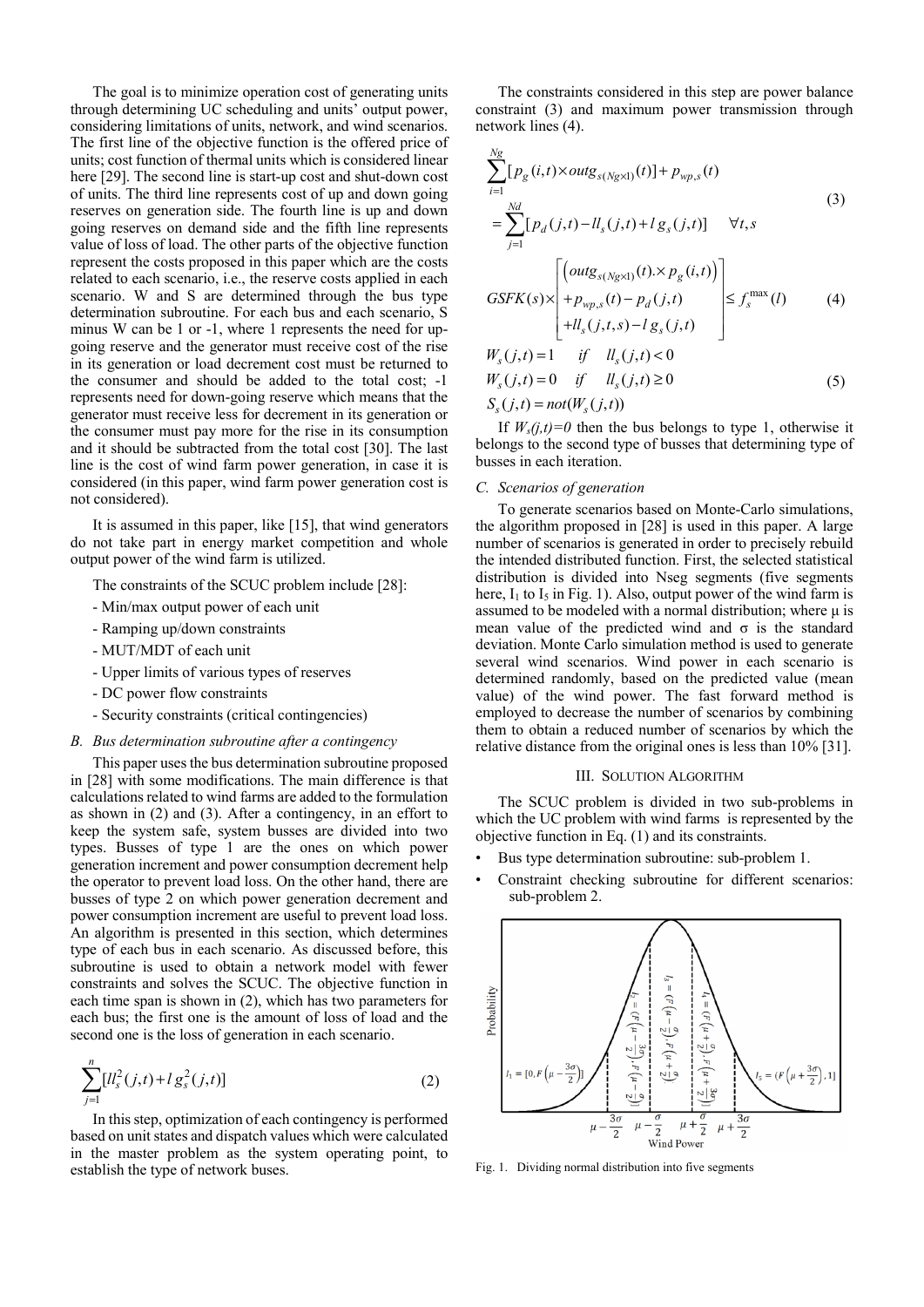The goal is to minimize operation cost of generating units through determining UC scheduling and units' output power, considering limitations of units, network, and wind scenarios. The first line of the objective function is the offered price of units; cost function of thermal units which is considered linear here [29]. The second line is start-up cost and shut-down cost of units. The third line represents cost of up and down going reserves on generation side. The fourth line is up and down going reserves on demand side and the fifth line represents value of loss of load. The other parts of the objective function represent the costs proposed in this paper which are the costs related to each scenario, i.e., the reserve costs applied in each scenario. W and S are determined through the bus type determination subroutine. For each bus and each scenario, S minus W can be 1 or -1, where 1 represents the need for up-going reserve and the generator must receive cost of the rise in its generation or load decrement cost must be returned to the consumer and should be added to the total cost; -1 represents need for down-going reserve which means that the generator must receive less for decrement in its generation or the consumer must pay more for the rise in its consumption and it should be subtracted from the total cost [30]. The last line is the cost of wind farm power generation, in case it is considered (in this paper, wind farm power generation cost is not considered).

It is assumed in this paper, like [15], that wind generators do not take part in energy market competition and whole output power of the wind farm is utilized.

The constraints of the SCUC problem include [28]:

- Min/max output power of each unit
- Ramping up/down constraints
- MUT/MDT of each unit
- Upper limits of various types of reserves
- DC power flow constraints
- Security constraints (critical contingencies)

### B. Bus determination subroutine after a contingency

This paper uses the bus determination subroutine proposed in [28] with some modifications. The main difference is that calculations related to wind farms are added to the formulation as shown in (2) and (3). After a contingency, in an effort to keep the system safe, system busses are divided into two types. Busses of type 1 are the ones on which power generation increment and power consumption decrement help the operator to prevent load loss. On the other hand, there are busses of type 2 on which power generation decrement and power consumption increment are useful to prevent load loss. An algorithm is presented in this section, which determines type of each bus in each scenario. As discussed before, this subroutine is used to obtain a network model with fewer constraints and solves the SCUC. The objective function in each time span is shown in (2), which has two parameters for each bus; the first one is the amount of loss of load and the second one is the loss of generation in each scenario.

$$\sum_{j=1}^{n}[ll_s^2(j,t)+lg_s^2(j,t)] \tag{2}$$

In this step, optimization of each contingency is performed based on unit states and dispatch values which were calculated in the master problem as the system operating point, to establish the type of network buses.

The constraints considered in this step are power balance constraint (3) and maximum power transmission through network lines (4).

$$\begin{aligned}
&\sum_{i=1}^{Ng}[p_g(i,t)\times outg_{s(Ng\times 1)}(t)]+p_{wp,s}(t) \\
&=\sum_{j=1}^{Nd}[p_d(j,t)-ll_s(j,t)+lg_s(j,t)] \quad \forall t,s
\end{aligned} \tag{3}$$

$$GSFK(s)\times\begin{bmatrix}\left(outg_{s(Ng\times 1)}(t).\times p_g(i,t)\right)\\ +p_{wp,s}(t)-p_d(j,t)\\ +ll_s(j,t,s)-lg_s(j,t)\end{bmatrix}\leq f_s^{\max}(l) \tag{4}$$

$$\begin{aligned}
&W_s(j,t)=1 \quad if \quad ll_s(j,t)<0\\
&W_s(j,t)=0 \quad if \quad ll_s(j,t)\geq 0\\
&S_s(j,t)=not(W_s(j,t))
\end{aligned} \tag{5}$$

If $W_s(j,t)=0$ then the bus belongs to type 1, otherwise it belongs to the second type of busses that determining type of busses in each iteration.

### C. Scenarios of generation

To generate scenarios based on Monte-Carlo simulations, the algorithm proposed in [28] is used in this paper. A large number of scenarios is generated in order to precisely rebuild the intended distributed function. First, the selected statistical distribution is divided into Nseg segments (five segments here, $I_1$ to $I_5$ in Fig. 1). Also, output power of the wind farm is assumed to be modeled with a normal distribution; where μ is mean value of the predicted wind and σ is the standard deviation. Monte Carlo simulation method is used to generate several wind scenarios. Wind power in each scenario is determined randomly, based on the predicted value (mean value) of the wind power. The fast forward method is employed to decrease the number of scenarios by combining them to obtain a reduced number of scenarios by which the relative distance from the original ones is less than 10% [31].

## III. Solution Algorithm

The SCUC problem is divided in two sub-problems in which the UC problem with wind farms is represented by the objective function in Eq. (1) and its constraints.

- Bus type determination subroutine: sub-problem 1.
- Constraint checking subroutine for different scenarios: sub-problem 2.

Fig. 1. Dividing normal distribution into five segments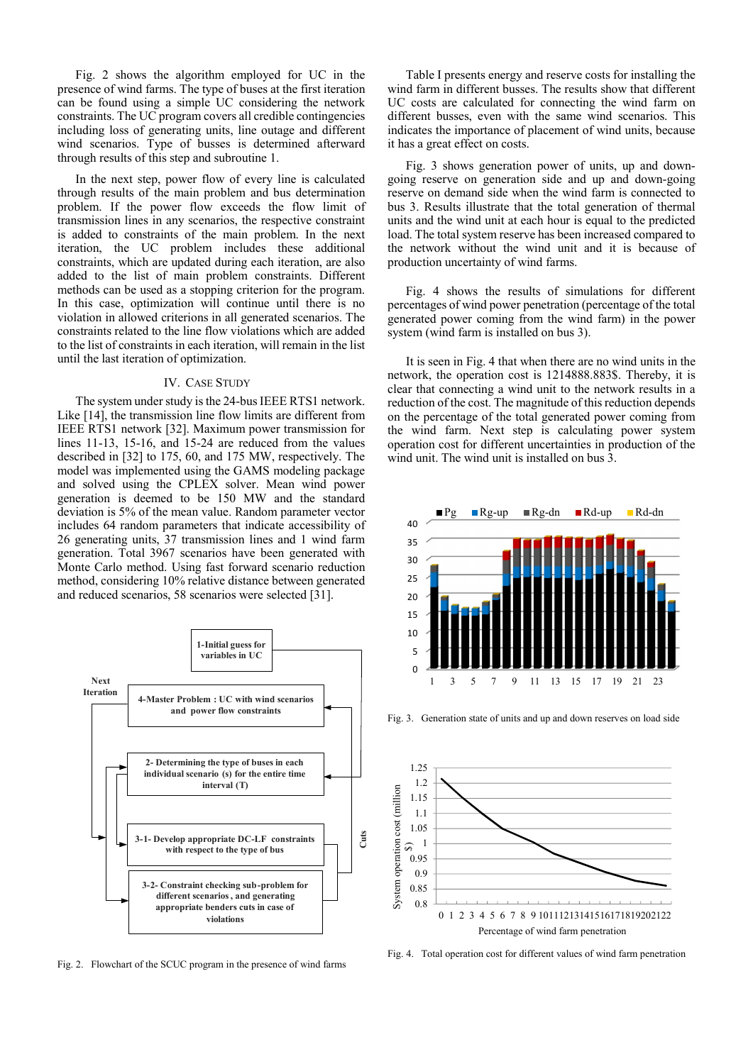Fig. 2 shows the algorithm employed for UC in the presence of wind farms. The type of buses at the first iteration can be found using a simple UC considering the network constraints. The UC program covers all credible contingencies including loss of generating units, line outage and different wind scenarios. Type of busses is determined afterward through results of this step and subroutine 1.

In the next step, power flow of every line is calculated through results of the main problem and bus determination problem. If the power flow exceeds the flow limit of transmission lines in any scenarios, the respective constraint is added to constraints of the main problem. In the next iteration, the UC problem includes these additional constraints, which are updated during each iteration, are also added to the list of main problem constraints. Different methods can be used as a stopping criterion for the program. In this case, optimization will continue until there is no violation in allowed criterions in all generated scenarios. The constraints related to the line flow violations which are added to the list of constraints in each iteration, will remain in the list until the last iteration of optimization.

## IV. Case Study

The system under study is the 24-bus IEEE RTS1 network. Like [14], the transmission line flow limits are different from IEEE RTS1 network [32]. Maximum power transmission for lines 11-13, 15-16, and 15-24 are reduced from the values described in [32] to 175, 60, and 175 MW, respectively. The model was implemented using the GAMS modeling package and solved using the CPLEX solver. Mean wind power generation is deemed to be 150 MW and the standard deviation is 5% of the mean value. Random parameter vector includes 64 random parameters that indicate accessibility of 26 generating units, 37 transmission lines and 1 wind farm generation. Total 3967 scenarios have been generated with Monte Carlo method. Using fast forward scenario reduction method, considering 10% relative distance between generated and reduced scenarios, 58 scenarios were selected [31].

Fig. 2. Flowchart of the SCUC program in the presence of wind farms

Table I presents energy and reserve costs for installing the wind farm in different busses. The results show that different UC costs are calculated for connecting the wind farm on different busses, even with the same wind scenarios. This indicates the importance of placement of wind units, because it has a great effect on costs.

Fig. 3 shows generation power of units, up and down-going reserve on generation side and up and down-going reserve on demand side when the wind farm is connected to bus 3. Results illustrate that the total generation of thermal units and the wind unit at each hour is equal to the predicted load. The total system reserve has been increased compared to the network without the wind unit and it is because of production uncertainty of wind farms.

Fig. 4 shows the results of simulations for different percentages of wind power penetration (percentage of the total generated power coming from the wind farm) in the power system (wind farm is installed on bus 3).

It is seen in Fig. 4 that when there are no wind units in the network, the operation cost is 1214888.883$. Thereby, it is clear that connecting a wind unit to the network results in a reduction of the cost. The magnitude of this reduction depends on the percentage of the total generated power coming from the wind farm. Next step is calculating power system operation cost for different uncertainties in production of the wind unit. The wind unit is installed on bus 3.

Fig. 3. Generation state of units and up and down reserves on load side

Fig. 4. Total operation cost for different values of wind farm penetration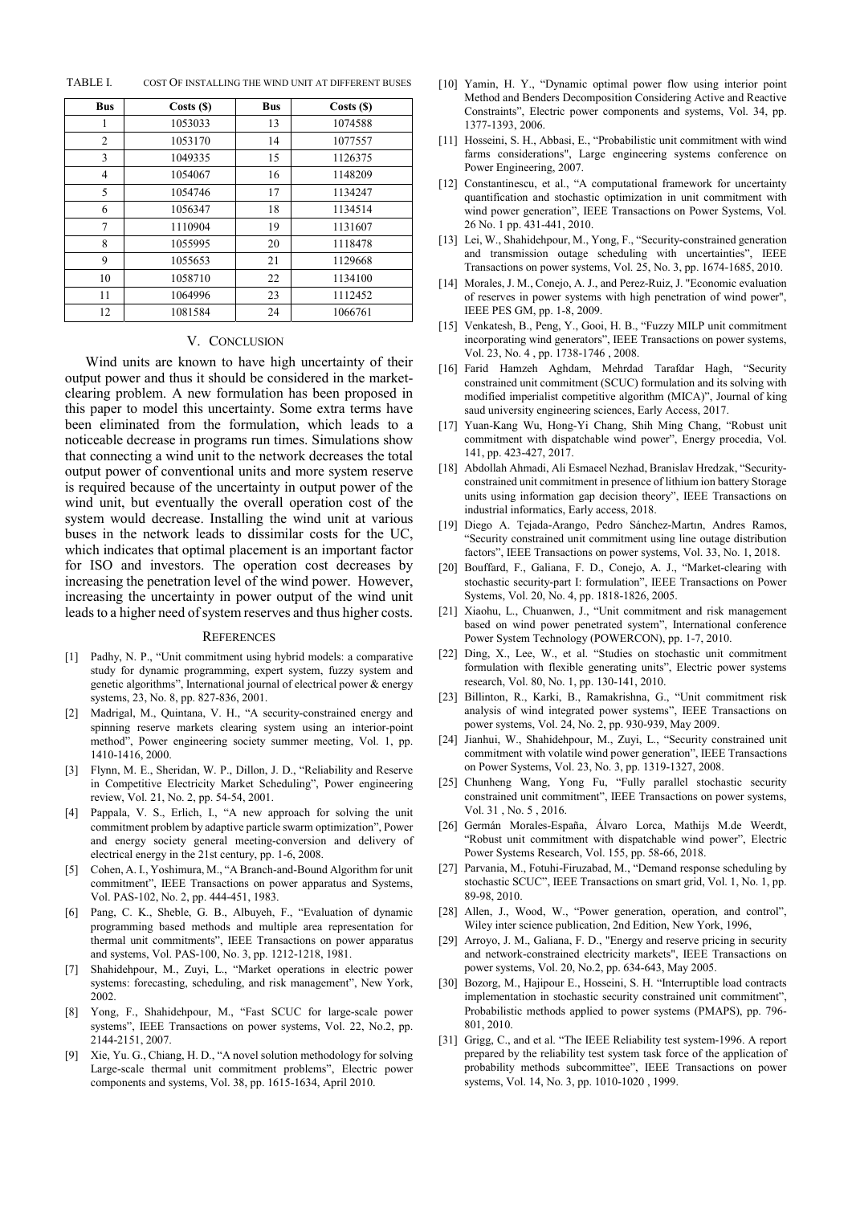TABLE I. COST OF INSTALLING THE WIND UNIT AT DIFFERENT BUSES

| Bus | Costs ($) | Bus | Costs ($) |
|---|---|---|---|
| 1 | 1053033 | 13 | 1074588 |
| 2 | 1053170 | 14 | 1077557 |
| 3 | 1049335 | 15 | 1126375 |
| 4 | 1054067 | 16 | 1148209 |
| 5 | 1054746 | 17 | 1134247 |
| 6 | 1056347 | 18 | 1134514 |
| 7 | 1110904 | 19 | 1131607 |
| 8 | 1055995 | 20 | 1118478 |
| 9 | 1055653 | 21 | 1129668 |
| 10 | 1058710 | 22 | 1134100 |
| 11 | 1064996 | 23 | 1112452 |
| 12 | 1081584 | 24 | 1066761 |

## V. CONCLUSION

Wind units are known to have high uncertainty of their output power and thus it should be considered in the market-clearing problem. A new formulation has been proposed in this paper to model this uncertainty. Some extra terms have been eliminated from the formulation, which leads to a noticeable decrease in programs run times. Simulations show that connecting a wind unit to the network decreases the total output power of conventional units and more system reserve is required because of the uncertainty in output power of the wind unit, but eventually the overall operation cost of the system would decrease. Installing the wind unit at various buses in the network leads to dissimilar costs for the UC, which indicates that optimal placement is an important factor for ISO and investors. The operation cost decreases by increasing the penetration level of the wind power. However, increasing the uncertainty in power output of the wind unit leads to a higher need of system reserves and thus higher costs.

## REFERENCES

[1] Padhy, N. P., "Unit commitment using hybrid models: a comparative study for dynamic programming, expert system, fuzzy system and genetic algorithms", International journal of electrical power & energy systems, 23, No. 8, pp. 827-836, 2001.

[2] Madrigal, M., Quintana, V. H., "A security-constrained energy and spinning reserve markets clearing system using an interior-point method", Power engineering society summer meeting, Vol. 1, pp. 1410-1416, 2000.

[3] Flynn, M. E., Sheridan, W. P., Dillon, J. D., "Reliability and Reserve in Competitive Electricity Market Scheduling", Power engineering review, Vol. 21, No. 2, pp. 54-54, 2001.

[4] Pappala, V. S., Erlich, I., "A new approach for solving the unit commitment problem by adaptive particle swarm optimization", Power and energy society general meeting-conversion and delivery of electrical energy in the 21st century, pp. 1-6, 2008.

[5] Cohen, A. I., Yoshimura, M., "A Branch-and-Bound Algorithm for unit commitment", IEEE Transactions on power apparatus and Systems, Vol. PAS-102, No. 2, pp. 444-451, 1983.

[6] Pang, C. K., Sheble, G. B., Albuyeh, F., "Evaluation of dynamic programming based methods and multiple area representation for thermal unit commitments", IEEE Transactions on power apparatus and systems, Vol. PAS-100, No. 3, pp. 1212-1218, 1981.

[7] Shahidehpour, M., Zuyi, L., "Market operations in electric power systems: forecasting, scheduling, and risk management", New York, 2002.

[8] Yong, F., Shahidehpour, M., "Fast SCUC for large-scale power systems", IEEE Transactions on power systems, Vol. 22, No.2, pp. 2144-2151, 2007.

[9] Xie, Yu. G., Chiang, H. D., "A novel solution methodology for solving Large-scale thermal unit commitment problems", Electric power components and systems, Vol. 38, pp. 1615-1634, April 2010.

[10] Yamin, H. Y., "Dynamic optimal power flow using interior point Method and Benders Decomposition Considering Active and Reactive Constraints", Electric power components and systems, Vol. 34, pp. 1377-1393, 2006.

[11] Hosseini, S. H., Abbasi, E., "Probabilistic unit commitment with wind farms considerations", Large engineering systems conference on Power Engineering, 2007.

[12] Constantinescu, et al., "A computational framework for uncertainty quantification and stochastic optimization in unit commitment with wind power generation", IEEE Transactions on Power Systems, Vol. 26 No. 1 pp. 431-441, 2010.

[13] Lei, W., Shahidehpour, M., Yong, F., "Security-constrained generation and transmission outage scheduling with uncertainties", IEEE Transactions on power systems, Vol. 25, No. 3, pp. 1674-1685, 2010.

[14] Morales, J. M., Conejo, A. J., and Perez-Ruiz, J. "Economic evaluation of reserves in power systems with high penetration of wind power", IEEE PES GM, pp. 1-8, 2009.

[15] Venkatesh, B., Peng, Y., Gooi, H. B., "Fuzzy MILP unit commitment incorporating wind generators", IEEE Transactions on power systems, Vol. 23, No. 4 , pp. 1738-1746 , 2008.

[16] Farid Hamzeh Aghdam, Mehrdad Tarafdar Hagh, "Security constrained unit commitment (SCUC) formulation and its solving with modified imperialist competitive algorithm (MICA)", Journal of king saud university engineering sciences, Early Access, 2017.

[17] Yuan-Kang Wu, Hong-Yi Chang, Shih Ming Chang, "Robust unit commitment with dispatchable wind power", Energy procedia, Vol. 141, pp. 423-427, 2017.

[18] Abdollah Ahmadi, Ali Esmaeel Nezhad, Branislav Hredzak, "Security-constrained unit commitment in presence of lithium ion battery Storage units using information gap decision theory", IEEE Transactions on industrial informatics, Early access, 2018.

[19] Diego A. Tejada-Arango, Pedro Sánchez-Martın, Andres Ramos, "Security constrained unit commitment using line outage distribution factors", IEEE Transactions on power systems, Vol. 33, No. 1, 2018.

[20] Bouffard, F., Galiana, F. D., Conejo, A. J., "Market-clearing with stochastic security-part I: formulation", IEEE Transactions on Power Systems, Vol. 20, No. 4, pp. 1818-1826, 2005.

[21] Xiaohu, L., Chuanwen, J., "Unit commitment and risk management based on wind power penetrated system", International conference Power System Technology (POWERCON), pp. 1-7, 2010.

[22] Ding, X., Lee, W., et al. "Studies on stochastic unit commitment formulation with flexible generating units", Electric power systems research, Vol. 80, No. 1, pp. 130-141, 2010.

[23] Billinton, R., Karki, B., Ramakrishna, G., "Unit commitment risk analysis of wind integrated power systems", IEEE Transactions on power systems, Vol. 24, No. 2, pp. 930-939, May 2009.

[24] Jianhui, W., Shahidehpour, M., Zuyi, L., "Security constrained unit commitment with volatile wind power generation", IEEE Transactions on Power Systems, Vol. 23, No. 3, pp. 1319-1327, 2008.

[25] Chunheng Wang, Yong Fu, "Fully parallel stochastic security constrained unit commitment", IEEE Transactions on power systems, Vol. 31 , No. 5 , 2016.

[26] Germán Morales-España, Álvaro Lorca, Mathijs M.de Weerdt, "Robust unit commitment with dispatchable wind power", Electric Power Systems Research, Vol. 155, pp. 58-66, 2018.

[27] Parvania, M., Fotuhi-Firuzabad, M., "Demand response scheduling by stochastic SCUC", IEEE Transactions on smart grid, Vol. 1, No. 1, pp. 89-98, 2010.

[28] Allen, J., Wood, W., "Power generation, operation, and control", Wiley inter science publication, 2nd Edition, New York, 1996,

[29] Arroyo, J. M., Galiana, F. D., "Energy and reserve pricing in security and network-constrained electricity markets", IEEE Transactions on power systems, Vol. 20, No.2, pp. 634-643, May 2005.

[30] Bozorg, M., Hajipour E., Hosseini, S. H. "Interruptible load contracts implementation in stochastic security constrained unit commitment", Probabilistic methods applied to power systems (PMAPS), pp. 796-801, 2010.

[31] Grigg, C., and et al. "The IEEE Reliability test system-1996. A report prepared by the reliability test system task force of the application of probability methods subcommittee", IEEE Transactions on power systems, Vol. 14, No. 3, pp. 1010-1020 , 1999.